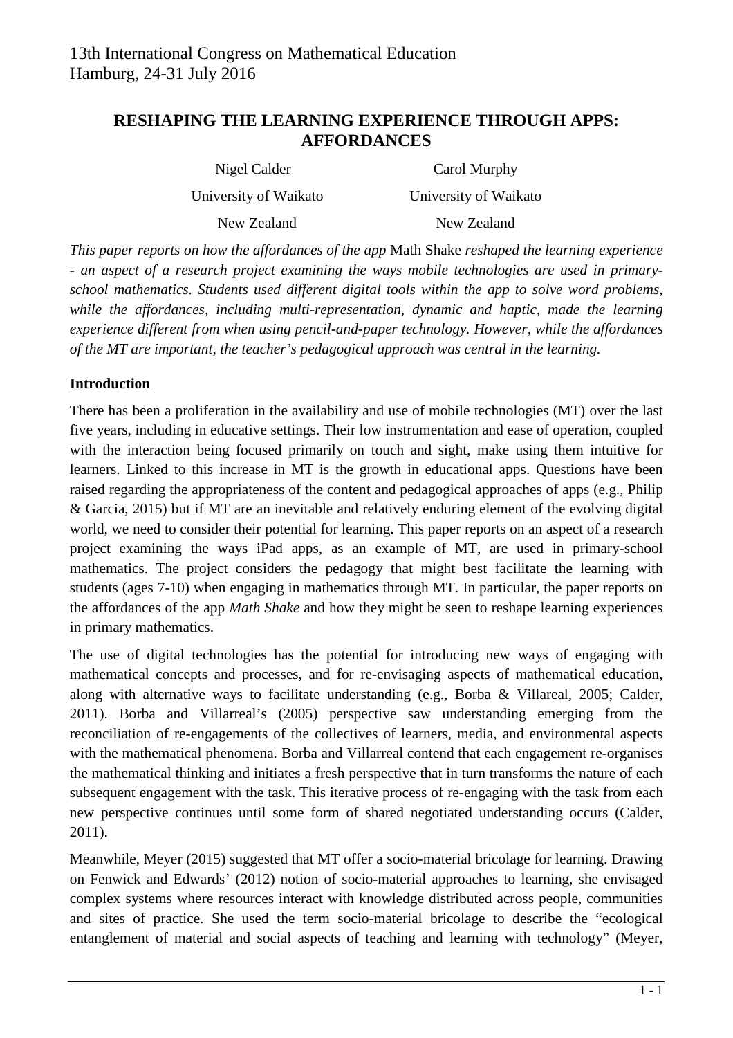13th International Congress on Mathematical Education
Hamburg, 24-31 July 2016

# RESHAPING THE LEARNING EXPERIENCE THROUGH APPS: AFFORDANCES

Nigel Calder — University of Waikato, New Zealand

Carol Murphy — University of Waikato, New Zealand

*This paper reports on how the affordances of the app* Math Shake *reshaped the learning experience - an aspect of a research project examining the ways mobile technologies are used in primary-school mathematics. Students used different digital tools within the app to solve word problems, while the affordances, including multi-representation, dynamic and haptic, made the learning experience different from when using pencil-and-paper technology. However, while the affordances of the MT are important, the teacher's pedagogical approach was central in the learning.*

## Introduction

There has been a proliferation in the availability and use of mobile technologies (MT) over the last five years, including in educative settings. Their low instrumentation and ease of operation, coupled with the interaction being focused primarily on touch and sight, make using them intuitive for learners. Linked to this increase in MT is the growth in educational apps. Questions have been raised regarding the appropriateness of the content and pedagogical approaches of apps (e.g., Philip & Garcia, 2015) but if MT are an inevitable and relatively enduring element of the evolving digital world, we need to consider their potential for learning. This paper reports on an aspect of a research project examining the ways iPad apps, as an example of MT, are used in primary-school mathematics. The project considers the pedagogy that might best facilitate the learning with students (ages 7-10) when engaging in mathematics through MT. In particular, the paper reports on the affordances of the app *Math Shake* and how they might be seen to reshape learning experiences in primary mathematics.

The use of digital technologies has the potential for introducing new ways of engaging with mathematical concepts and processes, and for re-envisaging aspects of mathematical education, along with alternative ways to facilitate understanding (e.g., Borba & Villareal, 2005; Calder, 2011). Borba and Villarreal's (2005) perspective saw understanding emerging from the reconciliation of re-engagements of the collectives of learners, media, and environmental aspects with the mathematical phenomena. Borba and Villarreal contend that each engagement re-organises the mathematical thinking and initiates a fresh perspective that in turn transforms the nature of each subsequent engagement with the task. This iterative process of re-engaging with the task from each new perspective continues until some form of shared negotiated understanding occurs (Calder, 2011).

Meanwhile, Meyer (2015) suggested that MT offer a socio-material bricolage for learning. Drawing on Fenwick and Edwards' (2012) notion of socio-material approaches to learning, she envisaged complex systems where resources interact with knowledge distributed across people, communities and sites of practice. She used the term socio-material bricolage to describe the "ecological entanglement of material and social aspects of teaching and learning with technology" (Meyer,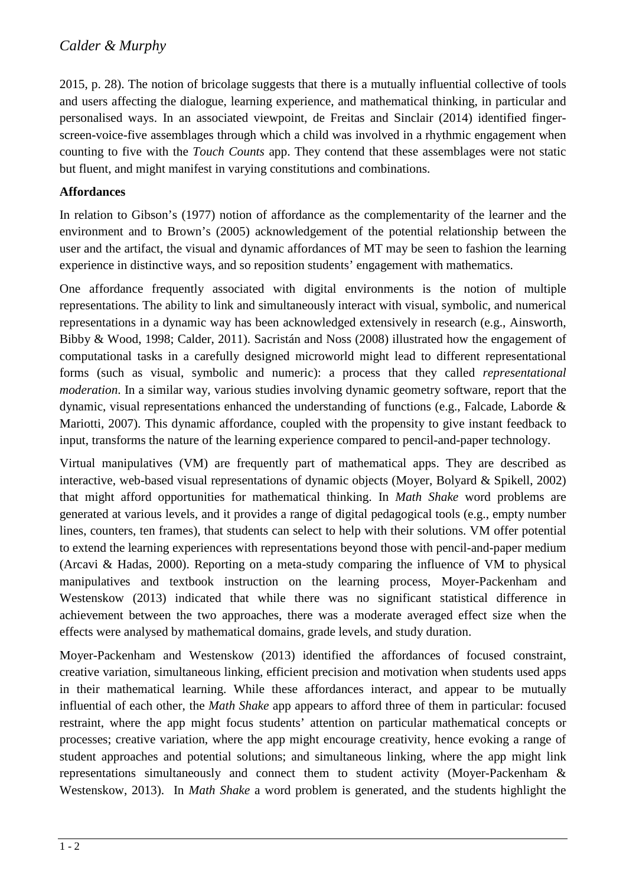2015, p. 28). The notion of bricolage suggests that there is a mutually influential collective of tools and users affecting the dialogue, learning experience, and mathematical thinking, in particular and personalised ways. In an associated viewpoint, de Freitas and Sinclair (2014) identified finger-screen-voice-five assemblages through which a child was involved in a rhythmic engagement when counting to five with the *Touch Counts* app. They contend that these assemblages were not static but fluent, and might manifest in varying constitutions and combinations.

**Affordances**

In relation to Gibson's (1977) notion of affordance as the complementarity of the learner and the environment and to Brown's (2005) acknowledgement of the potential relationship between the user and the artifact, the visual and dynamic affordances of MT may be seen to fashion the learning experience in distinctive ways, and so reposition students' engagement with mathematics.

One affordance frequently associated with digital environments is the notion of multiple representations. The ability to link and simultaneously interact with visual, symbolic, and numerical representations in a dynamic way has been acknowledged extensively in research (e.g., Ainsworth, Bibby & Wood, 1998; Calder, 2011). Sacristán and Noss (2008) illustrated how the engagement of computational tasks in a carefully designed microworld might lead to different representational forms (such as visual, symbolic and numeric): a process that they called *representational moderation*. In a similar way, various studies involving dynamic geometry software, report that the dynamic, visual representations enhanced the understanding of functions (e.g., Falcade, Laborde & Mariotti, 2007). This dynamic affordance, coupled with the propensity to give instant feedback to input, transforms the nature of the learning experience compared to pencil-and-paper technology.

Virtual manipulatives (VM) are frequently part of mathematical apps. They are described as interactive, web-based visual representations of dynamic objects (Moyer, Bolyard & Spikell, 2002) that might afford opportunities for mathematical thinking. In *Math Shake* word problems are generated at various levels, and it provides a range of digital pedagogical tools (e.g., empty number lines, counters, ten frames), that students can select to help with their solutions. VM offer potential to extend the learning experiences with representations beyond those with pencil-and-paper medium (Arcavi & Hadas, 2000). Reporting on a meta-study comparing the influence of VM to physical manipulatives and textbook instruction on the learning process, Moyer-Packenham and Westenskow (2013) indicated that while there was no significant statistical difference in achievement between the two approaches, there was a moderate averaged effect size when the effects were analysed by mathematical domains, grade levels, and study duration.

Moyer-Packenham and Westenskow (2013) identified the affordances of focused constraint, creative variation, simultaneous linking, efficient precision and motivation when students used apps in their mathematical learning. While these affordances interact, and appear to be mutually influential of each other, the *Math Shake* app appears to afford three of them in particular: focused restraint, where the app might focus students' attention on particular mathematical concepts or processes; creative variation, where the app might encourage creativity, hence evoking a range of student approaches and potential solutions; and simultaneous linking, where the app might link representations simultaneously and connect them to student activity (Moyer-Packenham & Westenskow, 2013). In *Math Shake* a word problem is generated, and the students highlight the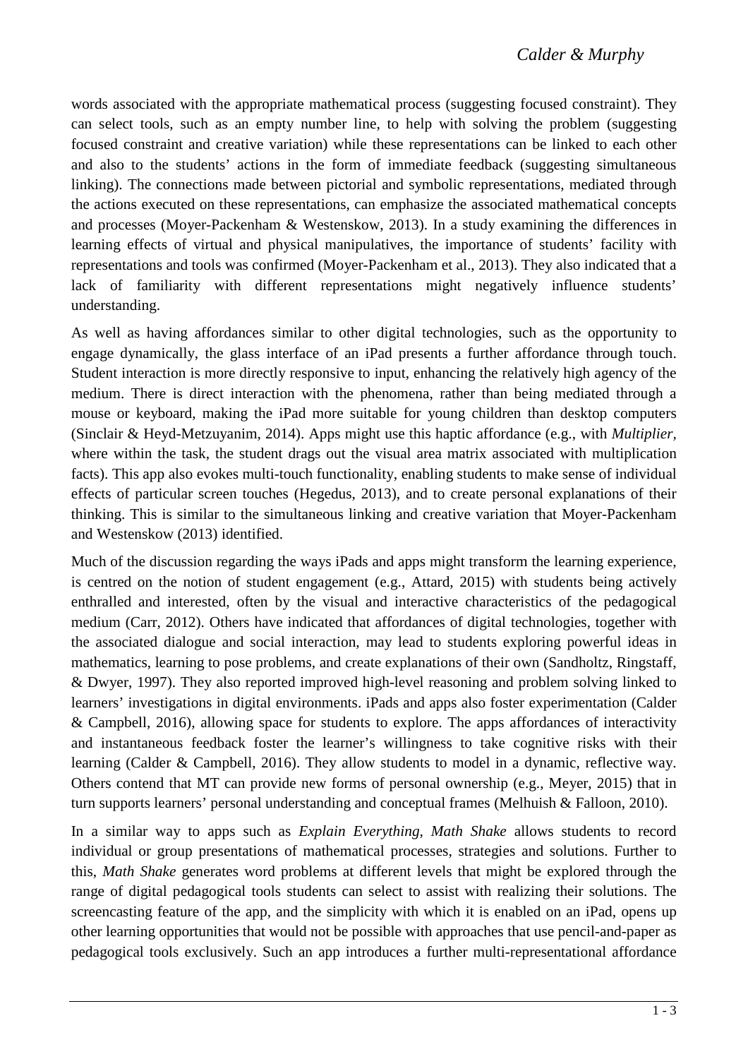words associated with the appropriate mathematical process (suggesting focused constraint). They can select tools, such as an empty number line, to help with solving the problem (suggesting focused constraint and creative variation) while these representations can be linked to each other and also to the students' actions in the form of immediate feedback (suggesting simultaneous linking). The connections made between pictorial and symbolic representations, mediated through the actions executed on these representations, can emphasize the associated mathematical concepts and processes (Moyer-Packenham & Westenskow, 2013). In a study examining the differences in learning effects of virtual and physical manipulatives, the importance of students' facility with representations and tools was confirmed (Moyer-Packenham et al., 2013). They also indicated that a lack of familiarity with different representations might negatively influence students' understanding.

As well as having affordances similar to other digital technologies, such as the opportunity to engage dynamically, the glass interface of an iPad presents a further affordance through touch. Student interaction is more directly responsive to input, enhancing the relatively high agency of the medium. There is direct interaction with the phenomena, rather than being mediated through a mouse or keyboard, making the iPad more suitable for young children than desktop computers (Sinclair & Heyd-Metzuyanim, 2014). Apps might use this haptic affordance (e.g., with *Multiplier*, where within the task, the student drags out the visual area matrix associated with multiplication facts). This app also evokes multi-touch functionality, enabling students to make sense of individual effects of particular screen touches (Hegedus, 2013), and to create personal explanations of their thinking. This is similar to the simultaneous linking and creative variation that Moyer-Packenham and Westenskow (2013) identified.

Much of the discussion regarding the ways iPads and apps might transform the learning experience, is centred on the notion of student engagement (e.g., Attard, 2015) with students being actively enthralled and interested, often by the visual and interactive characteristics of the pedagogical medium (Carr, 2012). Others have indicated that affordances of digital technologies, together with the associated dialogue and social interaction, may lead to students exploring powerful ideas in mathematics, learning to pose problems, and create explanations of their own (Sandholtz, Ringstaff, & Dwyer, 1997). They also reported improved high-level reasoning and problem solving linked to learners' investigations in digital environments. iPads and apps also foster experimentation (Calder & Campbell, 2016), allowing space for students to explore. The apps affordances of interactivity and instantaneous feedback foster the learner's willingness to take cognitive risks with their learning (Calder & Campbell, 2016). They allow students to model in a dynamic, reflective way. Others contend that MT can provide new forms of personal ownership (e.g., Meyer, 2015) that in turn supports learners' personal understanding and conceptual frames (Melhuish & Falloon, 2010).

In a similar way to apps such as *Explain Everything, Math Shake* allows students to record individual or group presentations of mathematical processes, strategies and solutions. Further to this, *Math Shake* generates word problems at different levels that might be explored through the range of digital pedagogical tools students can select to assist with realizing their solutions. The screencasting feature of the app, and the simplicity with which it is enabled on an iPad, opens up other learning opportunities that would not be possible with approaches that use pencil-and-paper as pedagogical tools exclusively. Such an app introduces a further multi-representational affordance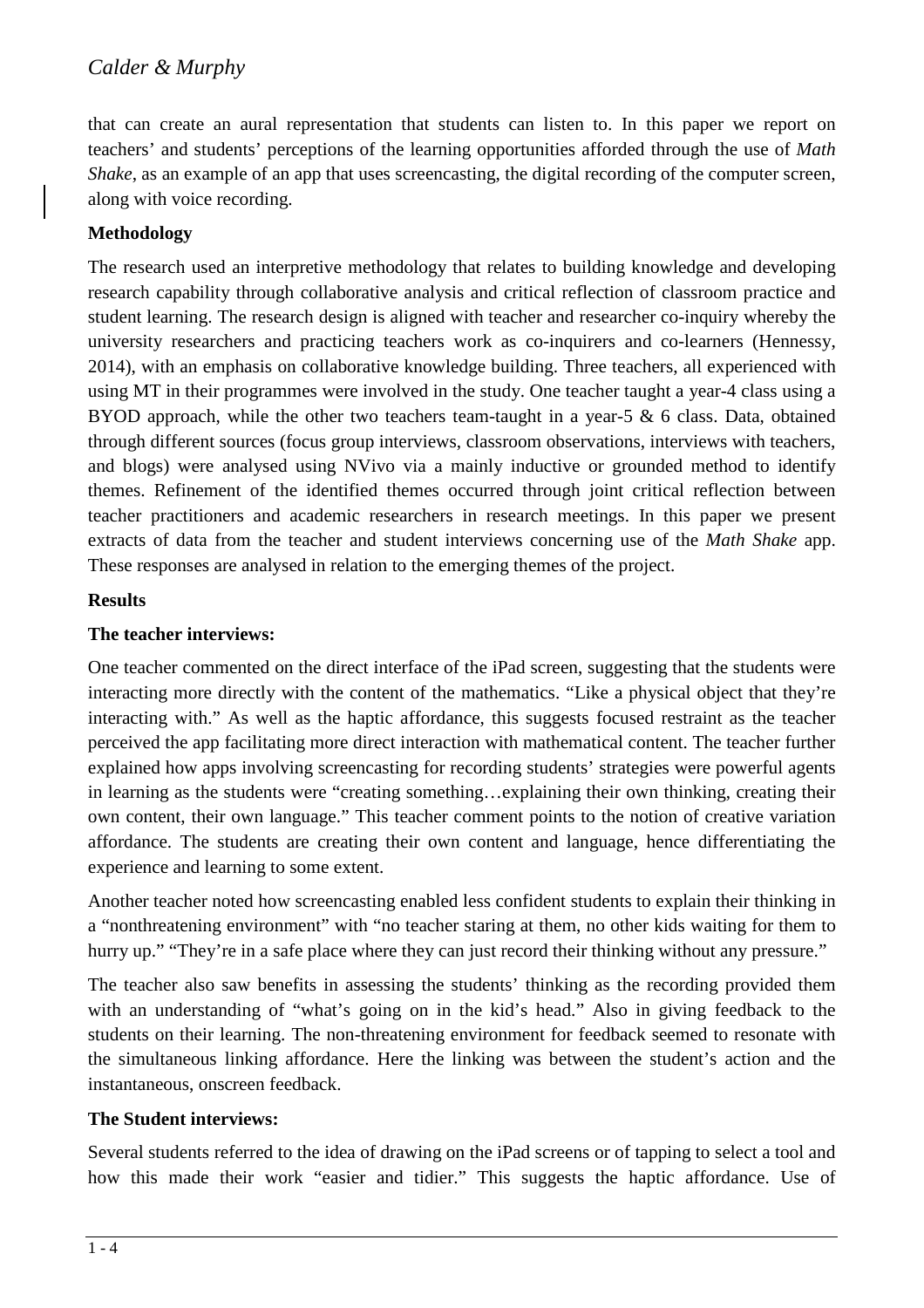that can create an aural representation that students can listen to. In this paper we report on teachers' and students' perceptions of the learning opportunities afforded through the use of *Math Shake*, as an example of an app that uses screencasting, the digital recording of the computer screen, along with voice recording.

**Methodology**

The research used an interpretive methodology that relates to building knowledge and developing research capability through collaborative analysis and critical reflection of classroom practice and student learning. The research design is aligned with teacher and researcher co-inquiry whereby the university researchers and practicing teachers work as co-inquirers and co-learners (Hennessy, 2014), with an emphasis on collaborative knowledge building. Three teachers, all experienced with using MT in their programmes were involved in the study. One teacher taught a year-4 class using a BYOD approach, while the other two teachers team-taught in a year-5 & 6 class. Data, obtained through different sources (focus group interviews, classroom observations, interviews with teachers, and blogs) were analysed using NVivo via a mainly inductive or grounded method to identify themes. Refinement of the identified themes occurred through joint critical reflection between teacher practitioners and academic researchers in research meetings. In this paper we present extracts of data from the teacher and student interviews concerning use of the *Math Shake* app. These responses are analysed in relation to the emerging themes of the project.

**Results**

**The teacher interviews:**

One teacher commented on the direct interface of the iPad screen, suggesting that the students were interacting more directly with the content of the mathematics. "Like a physical object that they're interacting with." As well as the haptic affordance, this suggests focused restraint as the teacher perceived the app facilitating more direct interaction with mathematical content. The teacher further explained how apps involving screencasting for recording students' strategies were powerful agents in learning as the students were "creating something…explaining their own thinking, creating their own content, their own language." This teacher comment points to the notion of creative variation affordance. The students are creating their own content and language, hence differentiating the experience and learning to some extent.

Another teacher noted how screencasting enabled less confident students to explain their thinking in a "nonthreatening environment" with "no teacher staring at them, no other kids waiting for them to hurry up." "They're in a safe place where they can just record their thinking without any pressure."

The teacher also saw benefits in assessing the students' thinking as the recording provided them with an understanding of "what's going on in the kid's head." Also in giving feedback to the students on their learning. The non-threatening environment for feedback seemed to resonate with the simultaneous linking affordance. Here the linking was between the student's action and the instantaneous, onscreen feedback.

**The Student interviews:**

Several students referred to the idea of drawing on the iPad screens or of tapping to select a tool and how this made their work "easier and tidier." This suggests the haptic affordance. Use of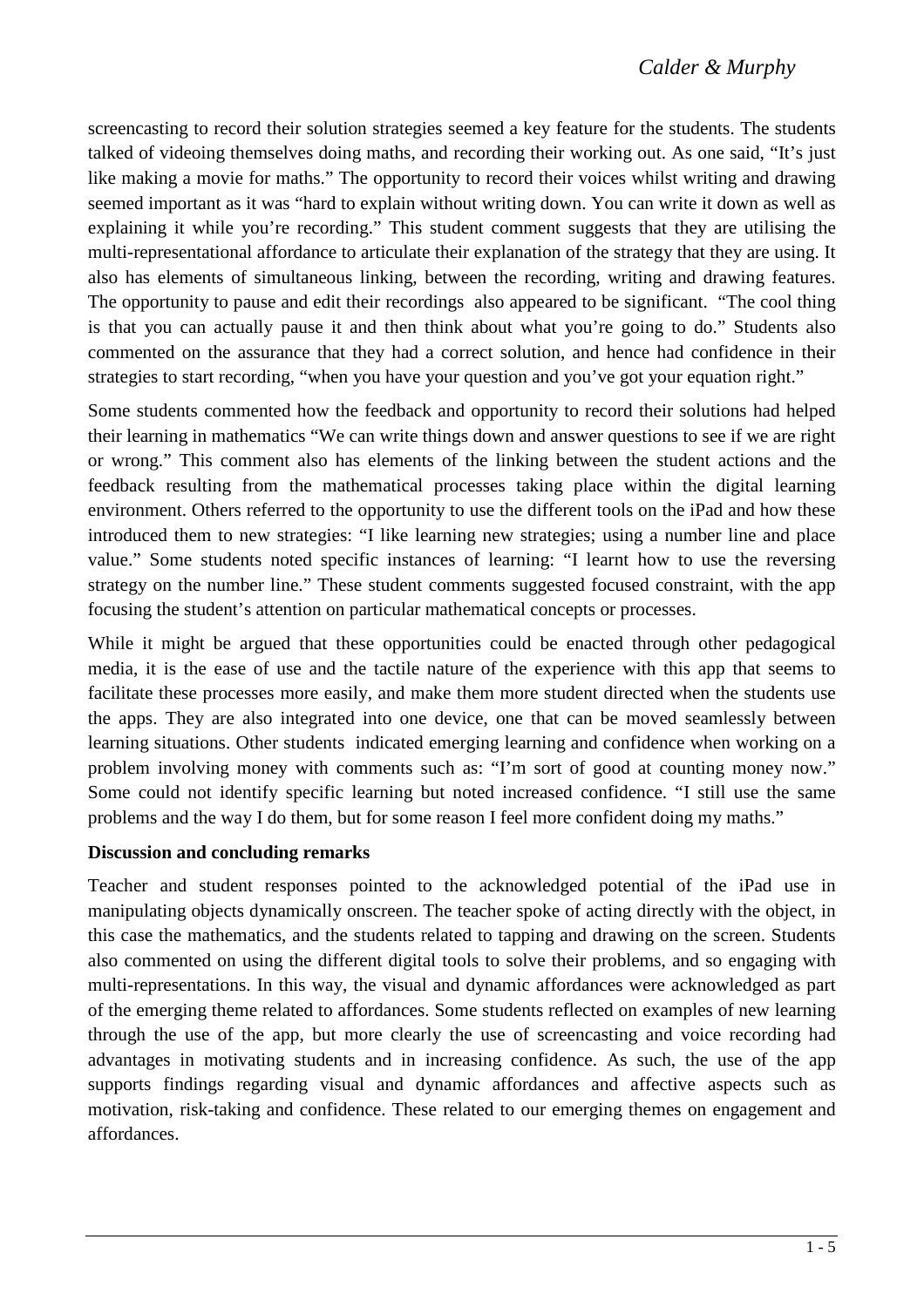screencasting to record their solution strategies seemed a key feature for the students. The students talked of videoing themselves doing maths, and recording their working out. As one said, "It's just like making a movie for maths." The opportunity to record their voices whilst writing and drawing seemed important as it was "hard to explain without writing down. You can write it down as well as explaining it while you're recording." This student comment suggests that they are utilising the multi-representational affordance to articulate their explanation of the strategy that they are using. It also has elements of simultaneous linking, between the recording, writing and drawing features. The opportunity to pause and edit their recordings also appeared to be significant. "The cool thing is that you can actually pause it and then think about what you're going to do." Students also commented on the assurance that they had a correct solution, and hence had confidence in their strategies to start recording, "when you have your question and you've got your equation right."

Some students commented how the feedback and opportunity to record their solutions had helped their learning in mathematics "We can write things down and answer questions to see if we are right or wrong." This comment also has elements of the linking between the student actions and the feedback resulting from the mathematical processes taking place within the digital learning environment. Others referred to the opportunity to use the different tools on the iPad and how these introduced them to new strategies: "I like learning new strategies; using a number line and place value." Some students noted specific instances of learning: "I learnt how to use the reversing strategy on the number line." These student comments suggested focused constraint, with the app focusing the student's attention on particular mathematical concepts or processes.

While it might be argued that these opportunities could be enacted through other pedagogical media, it is the ease of use and the tactile nature of the experience with this app that seems to facilitate these processes more easily, and make them more student directed when the students use the apps. They are also integrated into one device, one that can be moved seamlessly between learning situations. Other students indicated emerging learning and confidence when working on a problem involving money with comments such as: "I'm sort of good at counting money now." Some could not identify specific learning but noted increased confidence. "I still use the same problems and the way I do them, but for some reason I feel more confident doing my maths."

**Discussion and concluding remarks**

Teacher and student responses pointed to the acknowledged potential of the iPad use in manipulating objects dynamically onscreen. The teacher spoke of acting directly with the object, in this case the mathematics, and the students related to tapping and drawing on the screen. Students also commented on using the different digital tools to solve their problems, and so engaging with multi-representations. In this way, the visual and dynamic affordances were acknowledged as part of the emerging theme related to affordances. Some students reflected on examples of new learning through the use of the app, but more clearly the use of screencasting and voice recording had advantages in motivating students and in increasing confidence. As such, the use of the app supports findings regarding visual and dynamic affordances and affective aspects such as motivation, risk-taking and confidence. These related to our emerging themes on engagement and affordances.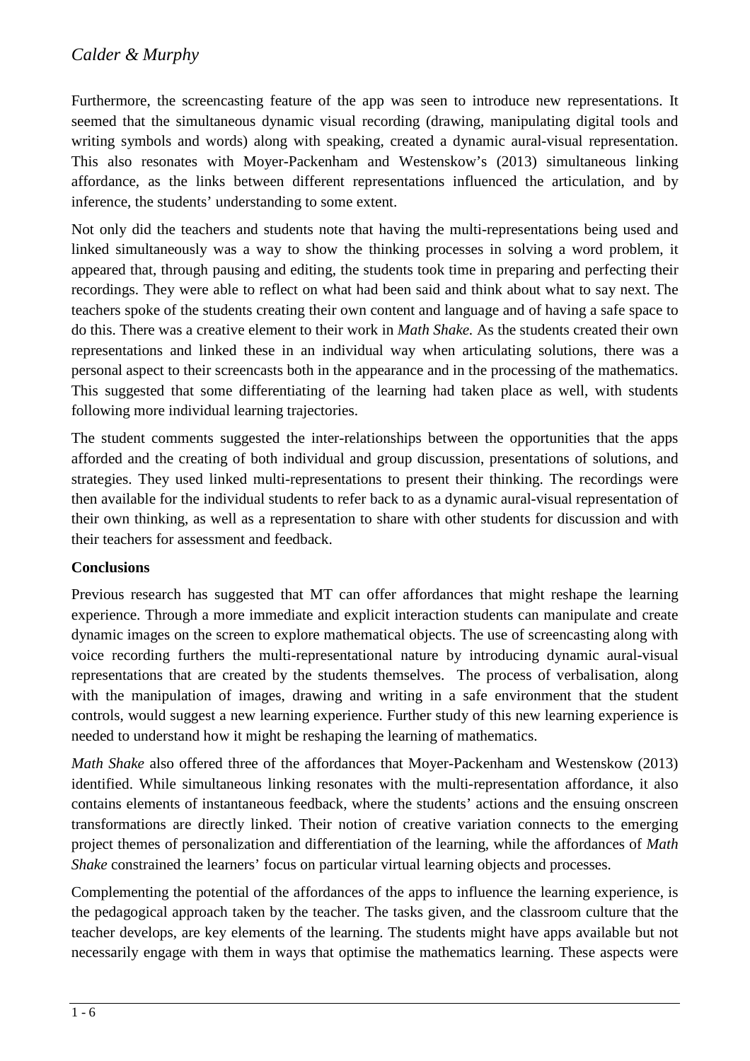Furthermore, the screencasting feature of the app was seen to introduce new representations. It seemed that the simultaneous dynamic visual recording (drawing, manipulating digital tools and writing symbols and words) along with speaking, created a dynamic aural-visual representation. This also resonates with Moyer-Packenham and Westenskow's (2013) simultaneous linking affordance, as the links between different representations influenced the articulation, and by inference, the students' understanding to some extent.

Not only did the teachers and students note that having the multi-representations being used and linked simultaneously was a way to show the thinking processes in solving a word problem, it appeared that, through pausing and editing, the students took time in preparing and perfecting their recordings. They were able to reflect on what had been said and think about what to say next. The teachers spoke of the students creating their own content and language and of having a safe space to do this. There was a creative element to their work in *Math Shake.* As the students created their own representations and linked these in an individual way when articulating solutions, there was a personal aspect to their screencasts both in the appearance and in the processing of the mathematics. This suggested that some differentiating of the learning had taken place as well, with students following more individual learning trajectories.

The student comments suggested the inter-relationships between the opportunities that the apps afforded and the creating of both individual and group discussion, presentations of solutions, and strategies. They used linked multi-representations to present their thinking. The recordings were then available for the individual students to refer back to as a dynamic aural-visual representation of their own thinking, as well as a representation to share with other students for discussion and with their teachers for assessment and feedback.

## Conclusions

Previous research has suggested that MT can offer affordances that might reshape the learning experience. Through a more immediate and explicit interaction students can manipulate and create dynamic images on the screen to explore mathematical objects. The use of screencasting along with voice recording furthers the multi-representational nature by introducing dynamic aural-visual representations that are created by the students themselves. The process of verbalisation, along with the manipulation of images, drawing and writing in a safe environment that the student controls, would suggest a new learning experience. Further study of this new learning experience is needed to understand how it might be reshaping the learning of mathematics.

*Math Shake* also offered three of the affordances that Moyer-Packenham and Westenskow (2013) identified. While simultaneous linking resonates with the multi-representation affordance, it also contains elements of instantaneous feedback, where the students' actions and the ensuing onscreen transformations are directly linked. Their notion of creative variation connects to the emerging project themes of personalization and differentiation of the learning, while the affordances of *Math Shake* constrained the learners' focus on particular virtual learning objects and processes.

Complementing the potential of the affordances of the apps to influence the learning experience, is the pedagogical approach taken by the teacher. The tasks given, and the classroom culture that the teacher develops, are key elements of the learning. The students might have apps available but not necessarily engage with them in ways that optimise the mathematics learning. These aspects were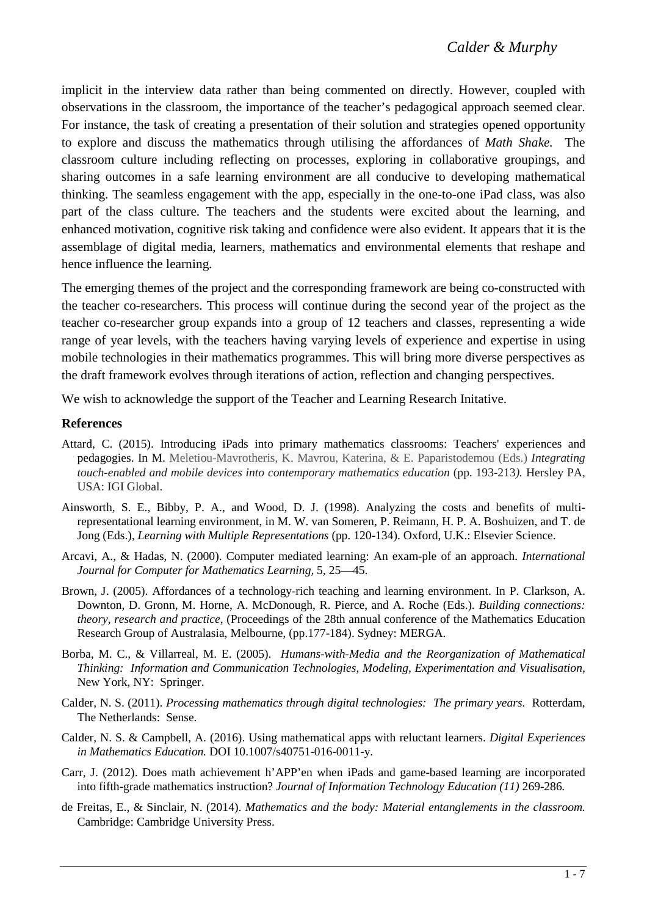implicit in the interview data rather than being commented on directly. However, coupled with observations in the classroom, the importance of the teacher's pedagogical approach seemed clear. For instance, the task of creating a presentation of their solution and strategies opened opportunity to explore and discuss the mathematics through utilising the affordances of *Math Shake.* The classroom culture including reflecting on processes, exploring in collaborative groupings, and sharing outcomes in a safe learning environment are all conducive to developing mathematical thinking. The seamless engagement with the app, especially in the one-to-one iPad class, was also part of the class culture. The teachers and the students were excited about the learning, and enhanced motivation, cognitive risk taking and confidence were also evident. It appears that it is the assemblage of digital media, learners, mathematics and environmental elements that reshape and hence influence the learning.

The emerging themes of the project and the corresponding framework are being co-constructed with the teacher co-researchers. This process will continue during the second year of the project as the teacher co-researcher group expands into a group of 12 teachers and classes, representing a wide range of year levels, with the teachers having varying levels of experience and expertise in using mobile technologies in their mathematics programmes. This will bring more diverse perspectives as the draft framework evolves through iterations of action, reflection and changing perspectives.

We wish to acknowledge the support of the Teacher and Learning Research Initative.

## References

Attard, C. (2015). Introducing iPads into primary mathematics classrooms: Teachers' experiences and pedagogies. In M. Meletiou-Mavrotheris, K. Mavrou, Katerina, & E. Paparistodemou (Eds.) *Integrating touch-enabled and mobile devices into contemporary mathematics education* (pp. 193-213*).* Hersley PA, USA: IGI Global.

Ainsworth, S. E., Bibby, P. A., and Wood, D. J. (1998). Analyzing the costs and benefits of multi-representational learning environment, in M. W. van Someren, P. Reimann, H. P. A. Boshuizen, and T. de Jong (Eds.), *Learning with Multiple Representations* (pp. 120-134). Oxford, U.K.: Elsevier Science.

Arcavi, A., & Hadas, N. (2000). Computer mediated learning: An exam-ple of an approach. *International Journal for Computer for Mathematics Learning,* 5, 25—45.

Brown, J. (2005). Affordances of a technology-rich teaching and learning environment. In P. Clarkson, A. Downton, D. Gronn, M. Horne, A. McDonough, R. Pierce, and A. Roche (Eds.). *Building connections: theory, research and practice*, (Proceedings of the 28th annual conference of the Mathematics Education Research Group of Australasia, Melbourne, (pp.177-184). Sydney: MERGA.

Borba, M. C., & Villarreal, M. E. (2005). *Humans-with-Media and the Reorganization of Mathematical Thinking: Information and Communication Technologies, Modeling, Experimentation and Visualisation,* New York, NY: Springer.

Calder, N. S. (2011). *Processing mathematics through digital technologies: The primary years.* Rotterdam, The Netherlands: Sense.

Calder, N. S. & Campbell, A. (2016). Using mathematical apps with reluctant learners. *Digital Experiences in Mathematics Education.* DOI 10.1007/s40751-016-0011-y.

Carr, J. (2012). Does math achievement h'APP'en when iPads and game-based learning are incorporated into fifth-grade mathematics instruction? *Journal of Information Technology Education (11)* 269-286*.*

de Freitas, E., & Sinclair, N. (2014). *Mathematics and the body: Material entanglements in the classroom.* Cambridge: Cambridge University Press.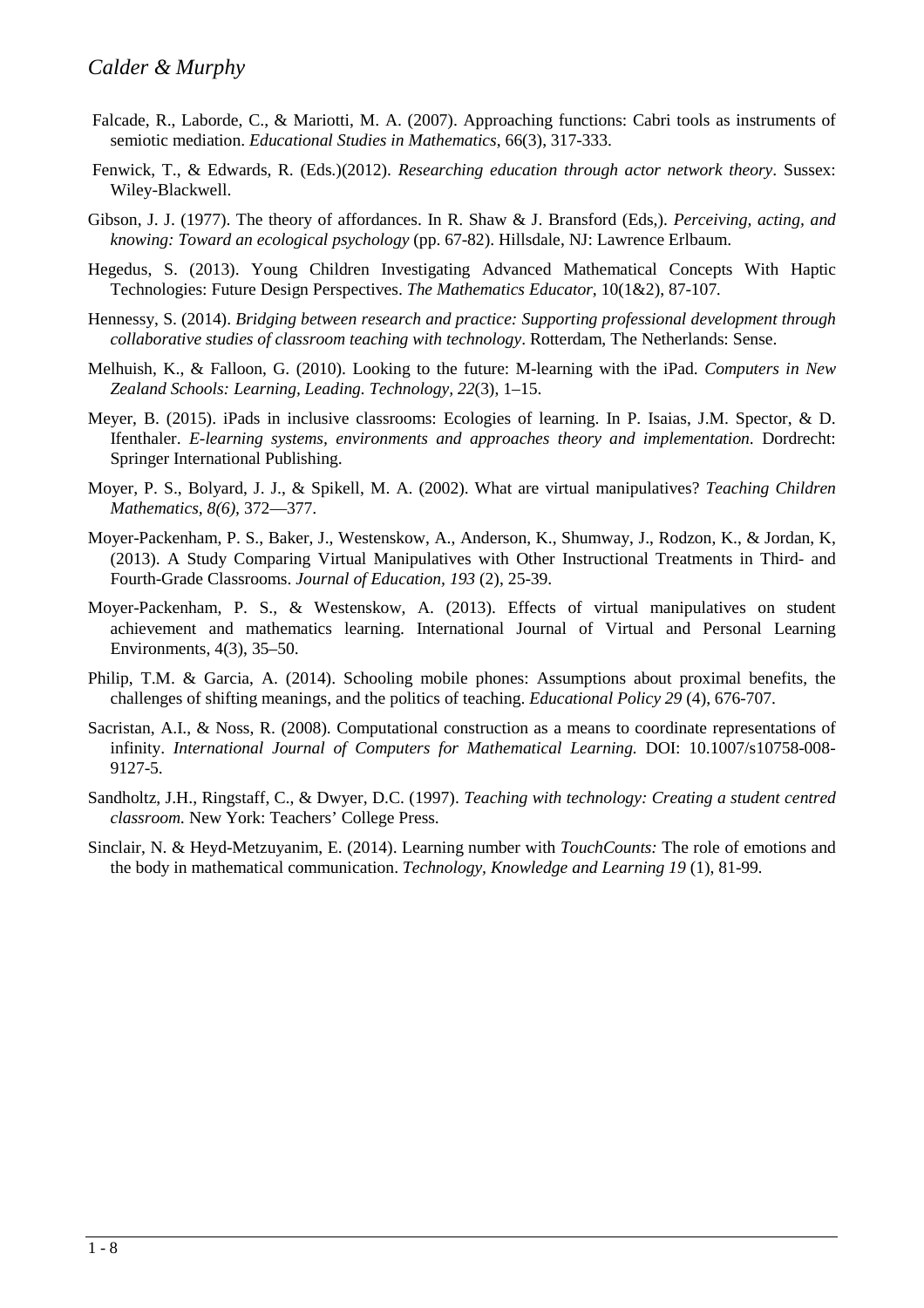Falcade, R., Laborde, C., & Mariotti, M. A. (2007). Approaching functions: Cabri tools as instruments of semiotic mediation. *Educational Studies in Mathematics*, 66(3), 317-333.

Fenwick, T., & Edwards, R. (Eds.)(2012). *Researching education through actor network theory*. Sussex: Wiley-Blackwell.

Gibson, J. J. (1977). The theory of affordances. In R. Shaw & J. Bransford (Eds,). *Perceiving, acting, and knowing: Toward an ecological psychology* (pp. 67-82). Hillsdale, NJ: Lawrence Erlbaum.

Hegedus, S. (2013). Young Children Investigating Advanced Mathematical Concepts With Haptic Technologies: Future Design Perspectives. *The Mathematics Educator*, 10(1&2), 87-107.

Hennessy, S. (2014). *Bridging between research and practice: Supporting professional development through collaborative studies of classroom teaching with technology*. Rotterdam, The Netherlands: Sense.

Melhuish, K., & Falloon, G. (2010). Looking to the future: M-learning with the iPad. *Computers in New Zealand Schools: Learning, Leading. Technology*, *22*(3), 1–15.

Meyer, B. (2015). iPads in inclusive classrooms: Ecologies of learning. In P. Isaias, J.M. Spector, & D. Ifenthaler. *E-learning systems, environments and approaches theory and implementation*. Dordrecht: Springer International Publishing.

Moyer, P. S., Bolyard, J. J., & Spikell, M. A. (2002). What are virtual manipulatives? *Teaching Children Mathematics, 8(6)*, 372—377.

Moyer-Packenham, P. S., Baker, J., Westenskow, A., Anderson, K., Shumway, J., Rodzon, K., & Jordan, K, (2013). A Study Comparing Virtual Manipulatives with Other Instructional Treatments in Third- and Fourth-Grade Classrooms. *Journal of Education, 193* (2), 25-39.

Moyer-Packenham, P. S., & Westenskow, A. (2013). Effects of virtual manipulatives on student achievement and mathematics learning. International Journal of Virtual and Personal Learning Environments, 4(3), 35–50.

Philip, T.M. & Garcia, A. (2014). Schooling mobile phones: Assumptions about proximal benefits, the challenges of shifting meanings, and the politics of teaching. *Educational Policy 29* (4), 676-707.

Sacristan, A.I., & Noss, R. (2008). Computational construction as a means to coordinate representations of infinity. *International Journal of Computers for Mathematical Learning.* DOI: 10.1007/s10758-008-9127-5.

Sandholtz, J.H., Ringstaff, C., & Dwyer, D.C. (1997). *Teaching with technology: Creating a student centred classroom.* New York: Teachers' College Press.

Sinclair, N. & Heyd-Metzuyanim, E. (2014). Learning number with *TouchCounts:* The role of emotions and the body in mathematical communication. *Technology, Knowledge and Learning 19* (1), 81-99.